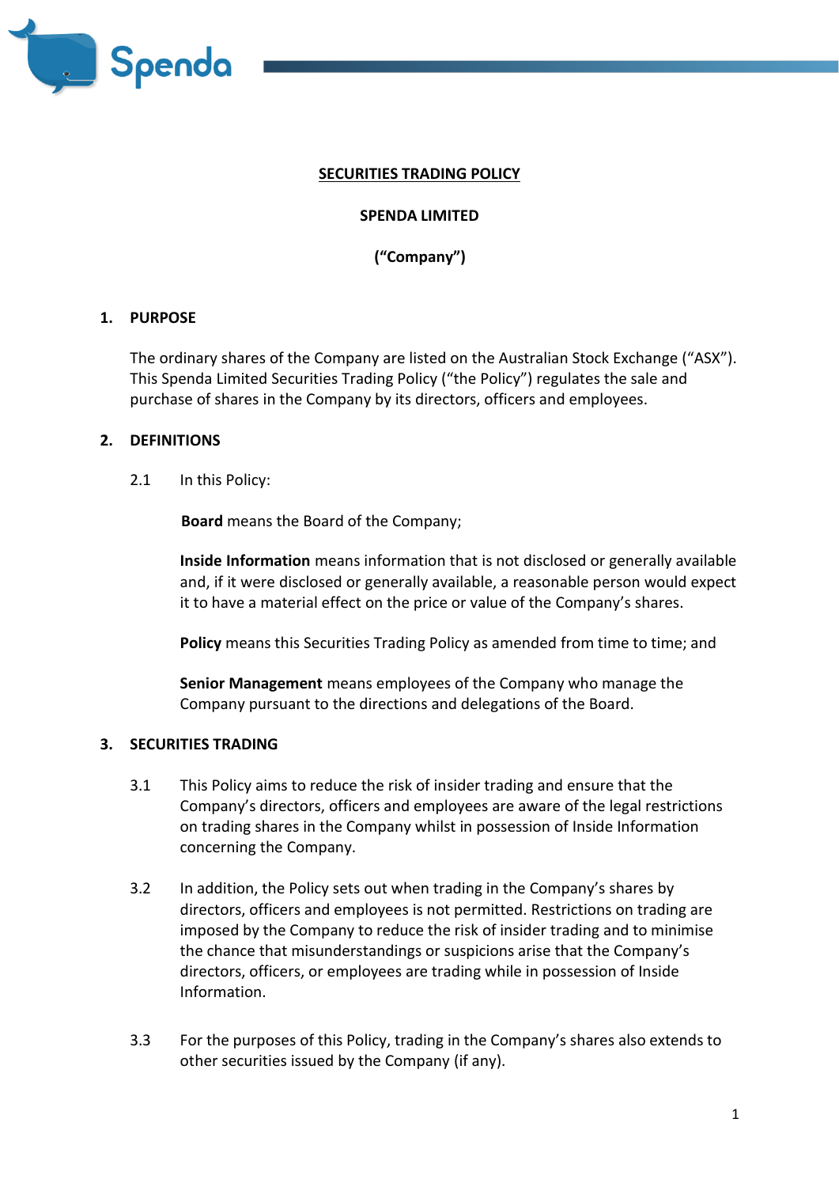# SECURITIES TRADING POLICY

**SPENDA LIMITED**

**("Company")**

## 1. PURPOSE

The ordinary shares of the Company are listed on the Australian Stock Exchange ("ASX"). This Spenda Limited Securities Trading Policy ("the Policy") regulates the sale and purchase of shares in the Company by its directors, officers and employees.

## 2. DEFINITIONS

2.1 In this Policy:

**Board** means the Board of the Company;

**Inside Information** means information that is not disclosed or generally available and, if it were disclosed or generally available, a reasonable person would expect it to have a material effect on the price or value of the Company's shares.

**Policy** means this Securities Trading Policy as amended from time to time; and

**Senior Management** means employees of the Company who manage the Company pursuant to the directions and delegations of the Board.

## 3. SECURITIES TRADING

3.1 This Policy aims to reduce the risk of insider trading and ensure that the Company's directors, officers and employees are aware of the legal restrictions on trading shares in the Company whilst in possession of Inside Information concerning the Company.

3.2 In addition, the Policy sets out when trading in the Company's shares by directors, officers and employees is not permitted. Restrictions on trading are imposed by the Company to reduce the risk of insider trading and to minimise the chance that misunderstandings or suspicions arise that the Company's directors, officers, or employees are trading while in possession of Inside Information.

3.3 For the purposes of this Policy, trading in the Company's shares also extends to other securities issued by the Company (if any).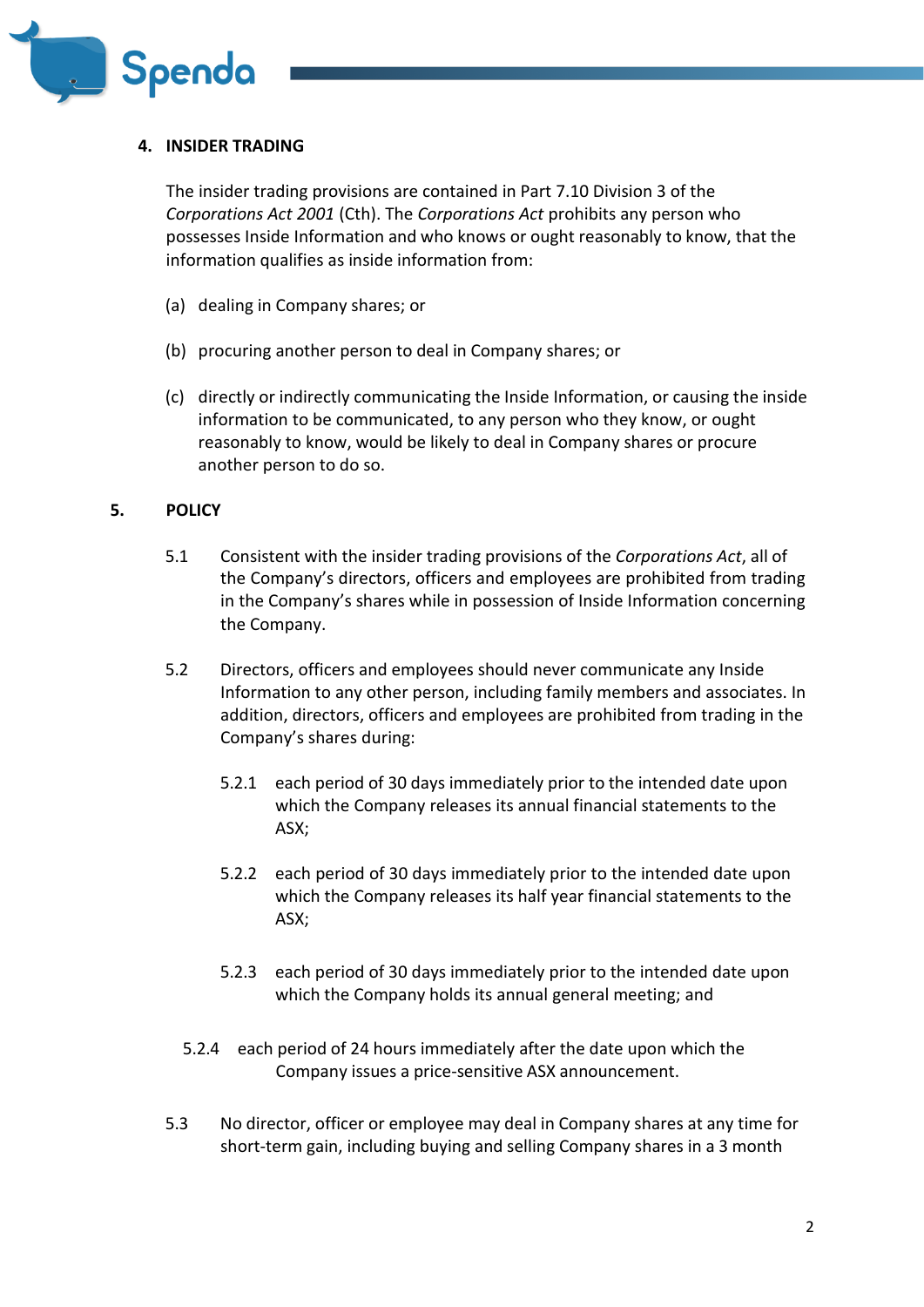## 4. INSIDER TRADING

The insider trading provisions are contained in Part 7.10 Division 3 of the *Corporations Act 2001* (Cth). The *Corporations Act* prohibits any person who possesses Inside Information and who knows or ought reasonably to know, that the information qualifies as inside information from:

(a) dealing in Company shares; or

(b) procuring another person to deal in Company shares; or

(c) directly or indirectly communicating the Inside Information, or causing the inside information to be communicated, to any person who they know, or ought reasonably to know, would be likely to deal in Company shares or procure another person to do so.

## 5. POLICY

5.1 Consistent with the insider trading provisions of the *Corporations Act*, all of the Company's directors, officers and employees are prohibited from trading in the Company's shares while in possession of Inside Information concerning the Company.

5.2 Directors, officers and employees should never communicate any Inside Information to any other person, including family members and associates. In addition, directors, officers and employees are prohibited from trading in the Company's shares during:

5.2.1 each period of 30 days immediately prior to the intended date upon which the Company releases its annual financial statements to the ASX;

5.2.2 each period of 30 days immediately prior to the intended date upon which the Company releases its half year financial statements to the ASX;

5.2.3 each period of 30 days immediately prior to the intended date upon which the Company holds its annual general meeting; and

5.2.4 each period of 24 hours immediately after the date upon which the Company issues a price-sensitive ASX announcement.

5.3 No director, officer or employee may deal in Company shares at any time for short-term gain, including buying and selling Company shares in a 3 month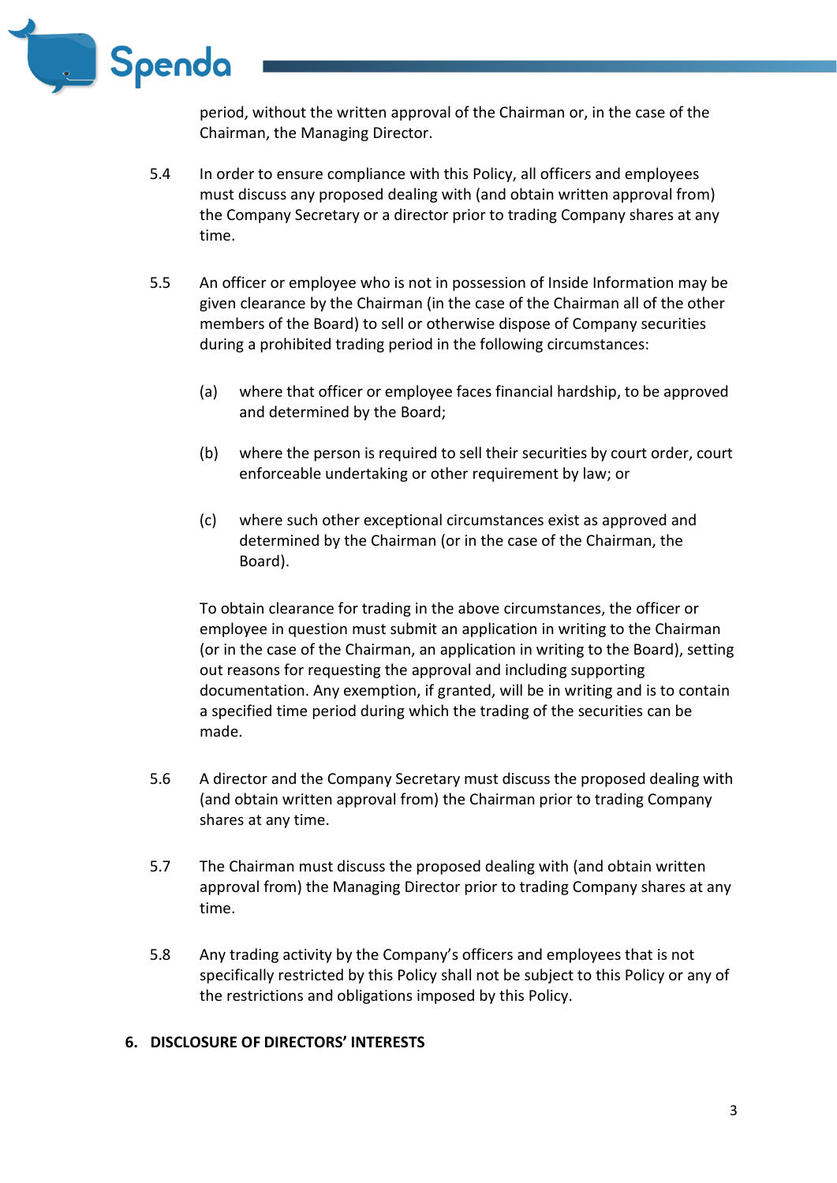period, without the written approval of the Chairman or, in the case of the Chairman, the Managing Director.

5.4 In order to ensure compliance with this Policy, all officers and employees must discuss any proposed dealing with (and obtain written approval from) the Company Secretary or a director prior to trading Company shares at any time.

5.5 An officer or employee who is not in possession of Inside Information may be given clearance by the Chairman (in the case of the Chairman all of the other members of the Board) to sell or otherwise dispose of Company securities during a prohibited trading period in the following circumstances:

(a) where that officer or employee faces financial hardship, to be approved and determined by the Board;

(b) where the person is required to sell their securities by court order, court enforceable undertaking or other requirement by law; or

(c) where such other exceptional circumstances exist as approved and determined by the Chairman (or in the case of the Chairman, the Board).

To obtain clearance for trading in the above circumstances, the officer or employee in question must submit an application in writing to the Chairman (or in the case of the Chairman, an application in writing to the Board), setting out reasons for requesting the approval and including supporting documentation. Any exemption, if granted, will be in writing and is to contain a specified time period during which the trading of the securities can be made.

5.6 A director and the Company Secretary must discuss the proposed dealing with (and obtain written approval from) the Chairman prior to trading Company shares at any time.

5.7 The Chairman must discuss the proposed dealing with (and obtain written approval from) the Managing Director prior to trading Company shares at any time.

5.8 Any trading activity by the Company's officers and employees that is not specifically restricted by this Policy shall not be subject to this Policy or any of the restrictions and obligations imposed by this Policy.

## 6. DISCLOSURE OF DIRECTORS' INTERESTS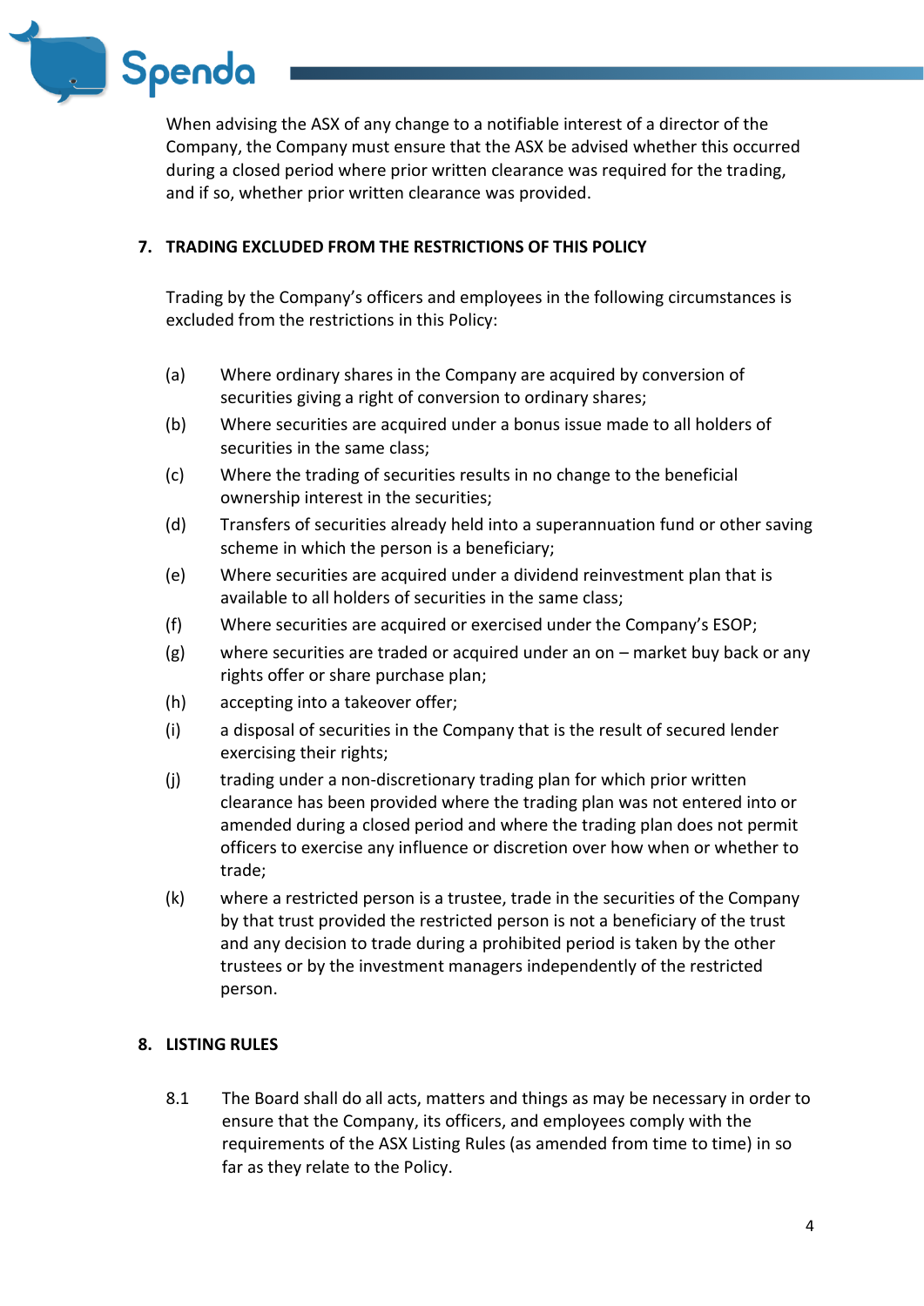When advising the ASX of any change to a notifiable interest of a director of the Company, the Company must ensure that the ASX be advised whether this occurred during a closed period where prior written clearance was required for the trading, and if so, whether prior written clearance was provided.

## 7. TRADING EXCLUDED FROM THE RESTRICTIONS OF THIS POLICY

Trading by the Company's officers and employees in the following circumstances is excluded from the restrictions in this Policy:

(a) Where ordinary shares in the Company are acquired by conversion of securities giving a right of conversion to ordinary shares;

(b) Where securities are acquired under a bonus issue made to all holders of securities in the same class;

(c) Where the trading of securities results in no change to the beneficial ownership interest in the securities;

(d) Transfers of securities already held into a superannuation fund or other saving scheme in which the person is a beneficiary;

(e) Where securities are acquired under a dividend reinvestment plan that is available to all holders of securities in the same class;

(f) Where securities are acquired or exercised under the Company's ESOP;

(g) where securities are traded or acquired under an on – market buy back or any rights offer or share purchase plan;

(h) accepting into a takeover offer;

(i) a disposal of securities in the Company that is the result of secured lender exercising their rights;

(j) trading under a non-discretionary trading plan for which prior written clearance has been provided where the trading plan was not entered into or amended during a closed period and where the trading plan does not permit officers to exercise any influence or discretion over how when or whether to trade;

(k) where a restricted person is a trustee, trade in the securities of the Company by that trust provided the restricted person is not a beneficiary of the trust and any decision to trade during a prohibited period is taken by the other trustees or by the investment managers independently of the restricted person.

## 8. LISTING RULES

8.1 The Board shall do all acts, matters and things as may be necessary in order to ensure that the Company, its officers, and employees comply with the requirements of the ASX Listing Rules (as amended from time to time) in so far as they relate to the Policy.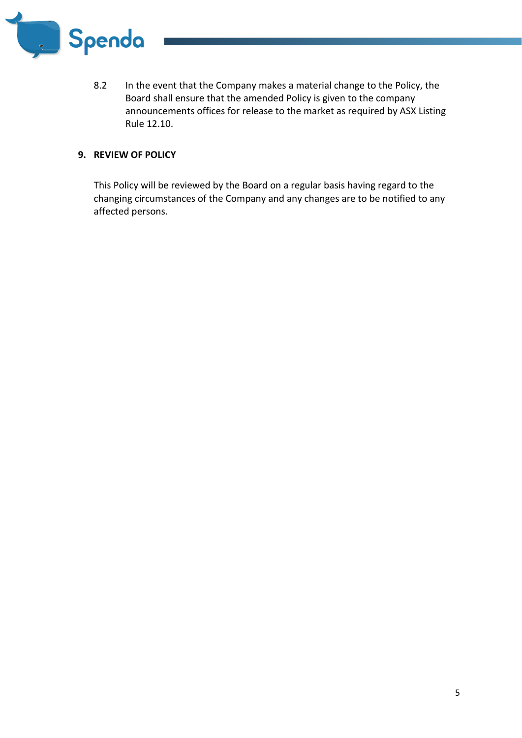8.2 In the event that the Company makes a material change to the Policy, the Board shall ensure that the amended Policy is given to the company announcements offices for release to the market as required by ASX Listing Rule 12.10.

## 9. REVIEW OF POLICY

This Policy will be reviewed by the Board on a regular basis having regard to the changing circumstances of the Company and any changes are to be notified to any affected persons.